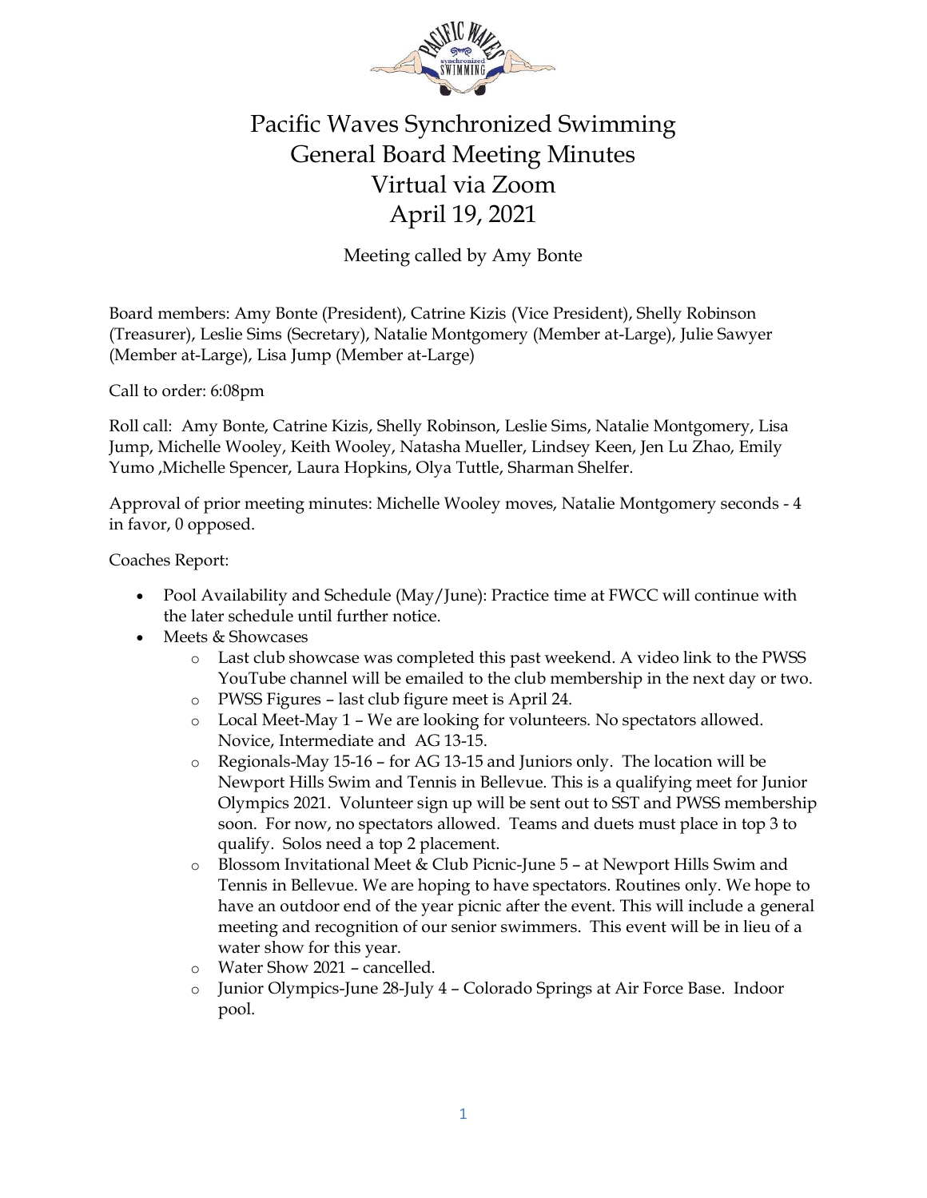# Pacific Waves Synchronized Swimming
# General Board Meeting Minutes
# Virtual via Zoom
# April 19, 2021

Meeting called by Amy Bonte

Board members: Amy Bonte (President), Catrine Kizis (Vice President), Shelly Robinson (Treasurer), Leslie Sims (Secretary), Natalie Montgomery (Member at-Large), Julie Sawyer (Member at-Large), Lisa Jump (Member at-Large)

Call to order: 6:08pm

Roll call: Amy Bonte, Catrine Kizis, Shelly Robinson, Leslie Sims, Natalie Montgomery, Lisa Jump, Michelle Wooley, Keith Wooley, Natasha Mueller, Lindsey Keen, Jen Lu Zhao, Emily Yumo ,Michelle Spencer, Laura Hopkins, Olya Tuttle, Sharman Shelfer.

Approval of prior meeting minutes: Michelle Wooley moves, Natalie Montgomery seconds - 4 in favor, 0 opposed.

Coaches Report:

- Pool Availability and Schedule (May/June): Practice time at FWCC will continue with the later schedule until further notice.
- Meets & Showcases
  - Last club showcase was completed this past weekend. A video link to the PWSS YouTube channel will be emailed to the club membership in the next day or two.
  - PWSS Figures – last club figure meet is April 24.
  - Local Meet-May 1 – We are looking for volunteers. No spectators allowed. Novice, Intermediate and AG 13-15.
  - Regionals-May 15-16 – for AG 13-15 and Juniors only. The location will be Newport Hills Swim and Tennis in Bellevue. This is a qualifying meet for Junior Olympics 2021. Volunteer sign up will be sent out to SST and PWSS membership soon. For now, no spectators allowed. Teams and duets must place in top 3 to qualify. Solos need a top 2 placement.
  - Blossom Invitational Meet & Club Picnic-June 5 – at Newport Hills Swim and Tennis in Bellevue. We are hoping to have spectators. Routines only. We hope to have an outdoor end of the year picnic after the event. This will include a general meeting and recognition of our senior swimmers. This event will be in lieu of a water show for this year.
  - Water Show 2021 – cancelled.
  - Junior Olympics-June 28-July 4 – Colorado Springs at Air Force Base. Indoor pool.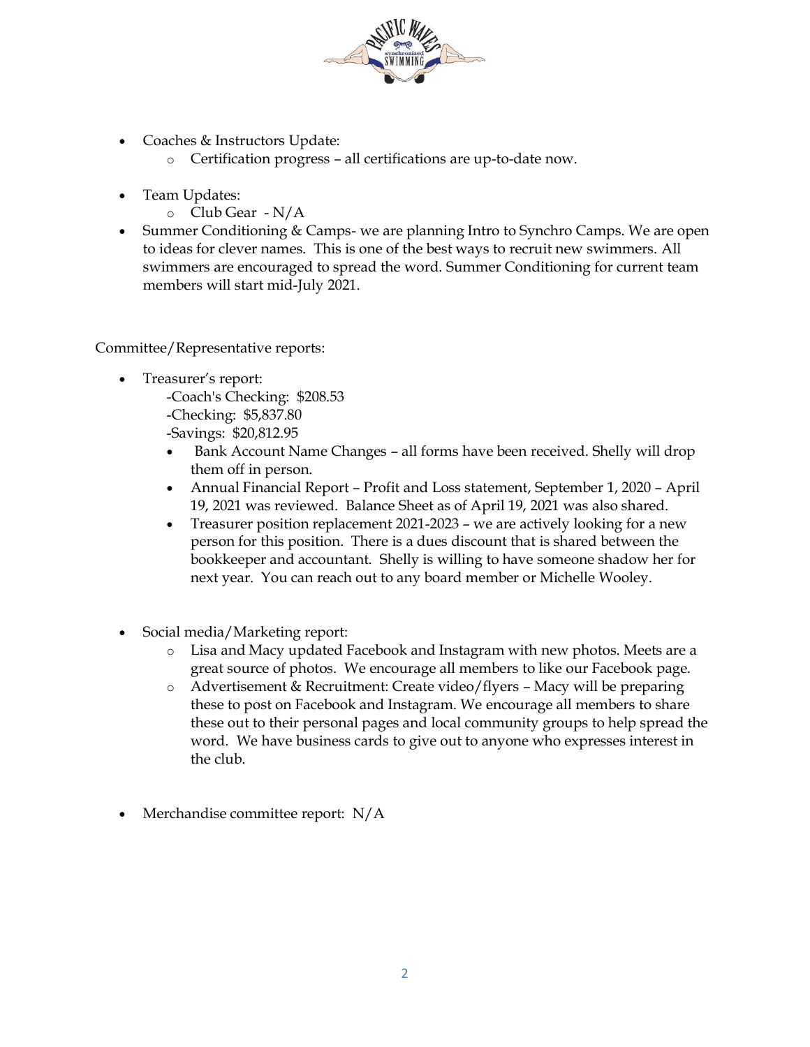- Coaches & Instructors Update:
  - Certification progress – all certifications are up-to-date now.

- Team Updates:
  - Club Gear - N/A
- Summer Conditioning & Camps- we are planning Intro to Synchro Camps. We are open to ideas for clever names. This is one of the best ways to recruit new swimmers. All swimmers are encouraged to spread the word. Summer Conditioning for current team members will start mid-July 2021.

Committee/Representative reports:

- Treasurer's report:
  - -Coach's Checking: $208.53
  - -Checking: $5,837.80
  - -Savings: $20,812.95
  - Bank Account Name Changes – all forms have been received. Shelly will drop them off in person.
  - Annual Financial Report – Profit and Loss statement, September 1, 2020 – April 19, 2021 was reviewed. Balance Sheet as of April 19, 2021 was also shared.
  - Treasurer position replacement 2021-2023 – we are actively looking for a new person for this position. There is a dues discount that is shared between the bookkeeper and accountant. Shelly is willing to have someone shadow her for next year. You can reach out to any board member or Michelle Wooley.

- Social media/Marketing report:
  - Lisa and Macy updated Facebook and Instagram with new photos. Meets are a great source of photos. We encourage all members to like our Facebook page.
  - Advertisement & Recruitment: Create video/flyers – Macy will be preparing these to post on Facebook and Instagram. We encourage all members to share these out to their personal pages and local community groups to help spread the word. We have business cards to give out to anyone who expresses interest in the club.

- Merchandise committee report: N/A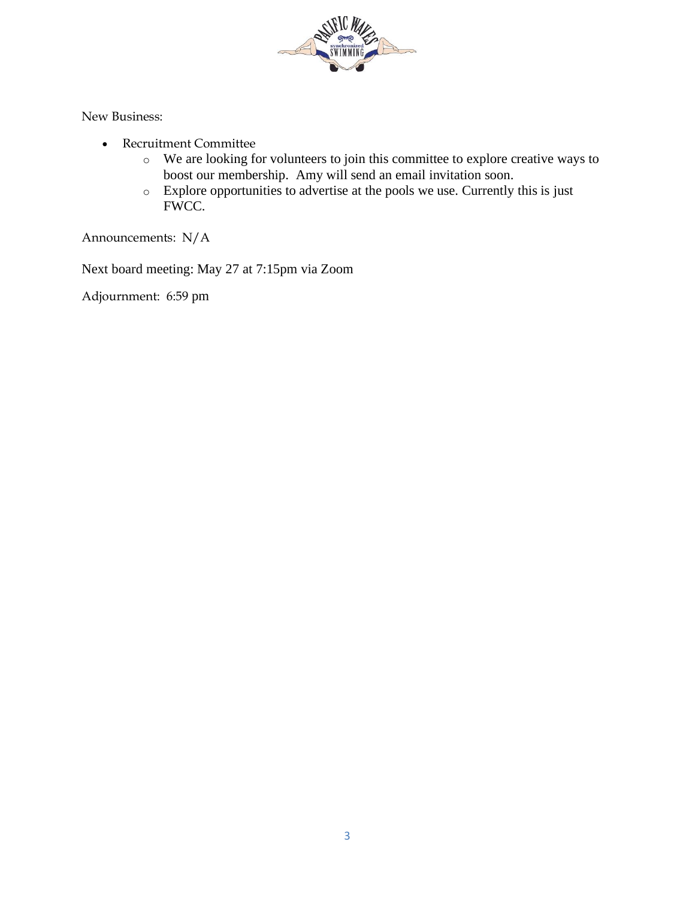New Business:

- Recruitment Committee
  - We are looking for volunteers to join this committee to explore creative ways to boost our membership. Amy will send an email invitation soon.
  - Explore opportunities to advertise at the pools we use. Currently this is just FWCC.

Announcements: N/A

Next board meeting: May 27 at 7:15pm via Zoom

Adjournment: 6:59 pm